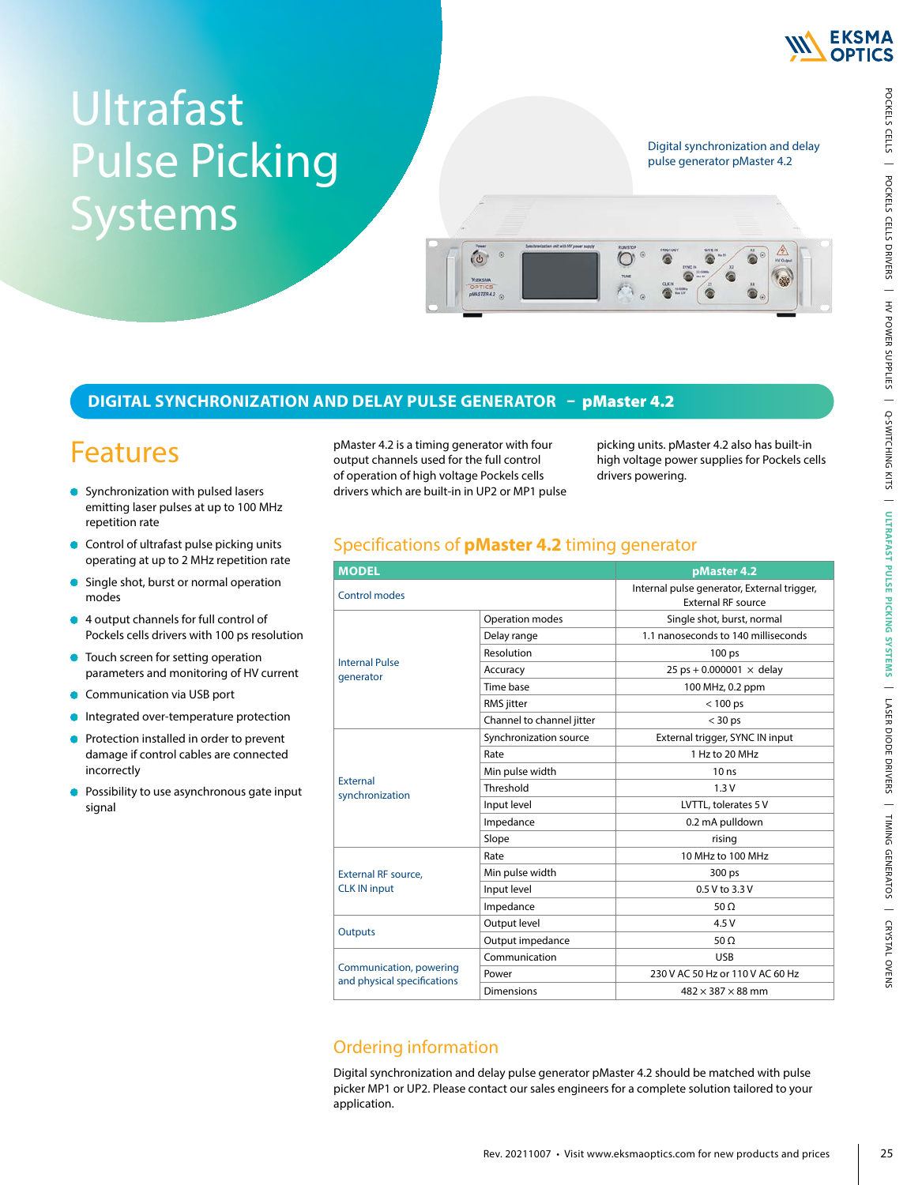# Ultrafast Pulse Picking Systems

Digital synchronization and delay pulse generator pMaster 4.2

## DIGITAL SYNCHRONIZATION AND DELAY PULSE GENERATOR – pMaster 4.2

## Features

- Synchronization with pulsed lasers emitting laser pulses at up to 100 MHz repetition rate
- Control of ultrafast pulse picking units operating at up to 2 MHz repetition rate
- Single shot, burst or normal operation modes
- 4 output channels for full control of Pockels cells drivers with 100 ps resolution
- Touch screen for setting operation parameters and monitoring of HV current
- Communication via USB port
- Integrated over-temperature protection
- Protection installed in order to prevent damage if control cables are connected incorrectly
- Possibility to use asynchronous gate input signal

pMaster 4.2 is a timing generator with four output channels used for the full control of operation of high voltage Pockels cells drivers which are built-in in UP2 or MP1 pulse picking units. pMaster 4.2 also has built-in high voltage power supplies for Pockels cells drivers powering.

### Specifications of **pMaster 4.2** timing generator

| MODEL | | pMaster 4.2 |
|---|---|---|
| Control modes | | Internal pulse generator, External trigger, External RF source |
| Internal Pulse generator | Operation modes | Single shot, burst, normal |
| | Delay range | 1.1 nanoseconds to 140 milliseconds |
| | Resolution | 100 ps |
| | Accuracy | 25 ps + 0.000001 × delay |
| | Time base | 100 MHz, 0.2 ppm |
| | RMS jitter | < 100 ps |
| | Channel to channel jitter | < 30 ps |
| External synchronization | Synchronization source | External trigger, SYNC IN input |
| | Rate | 1 Hz to 20 MHz |
| | Min pulse width | 10 ns |
| | Threshold | 1.3 V |
| | Input level | LVTTL, tolerates 5 V |
| | Impedance | 0.2 mA pulldown |
| | Slope | rising |
| External RF source, CLK IN input | Rate | 10 MHz to 100 MHz |
| | Min pulse width | 300 ps |
| | Input level | 0.5 V to 3.3 V |
| | Impedance | 50 Ω |
| Outputs | Output level | 4.5 V |
| | Output impedance | 50 Ω |
| Communication, powering and physical specifications | Communication | USB |
| | Power | 230 V AC 50 Hz or 110 V AC 60 Hz |
| | Dimensions | 482 × 387 × 88 mm |

### Ordering information

Digital synchronization and delay pulse generator pMaster 4.2 should be matched with pulse picker MP1 or UP2. Please contact our sales engineers for a complete solution tailored to your application.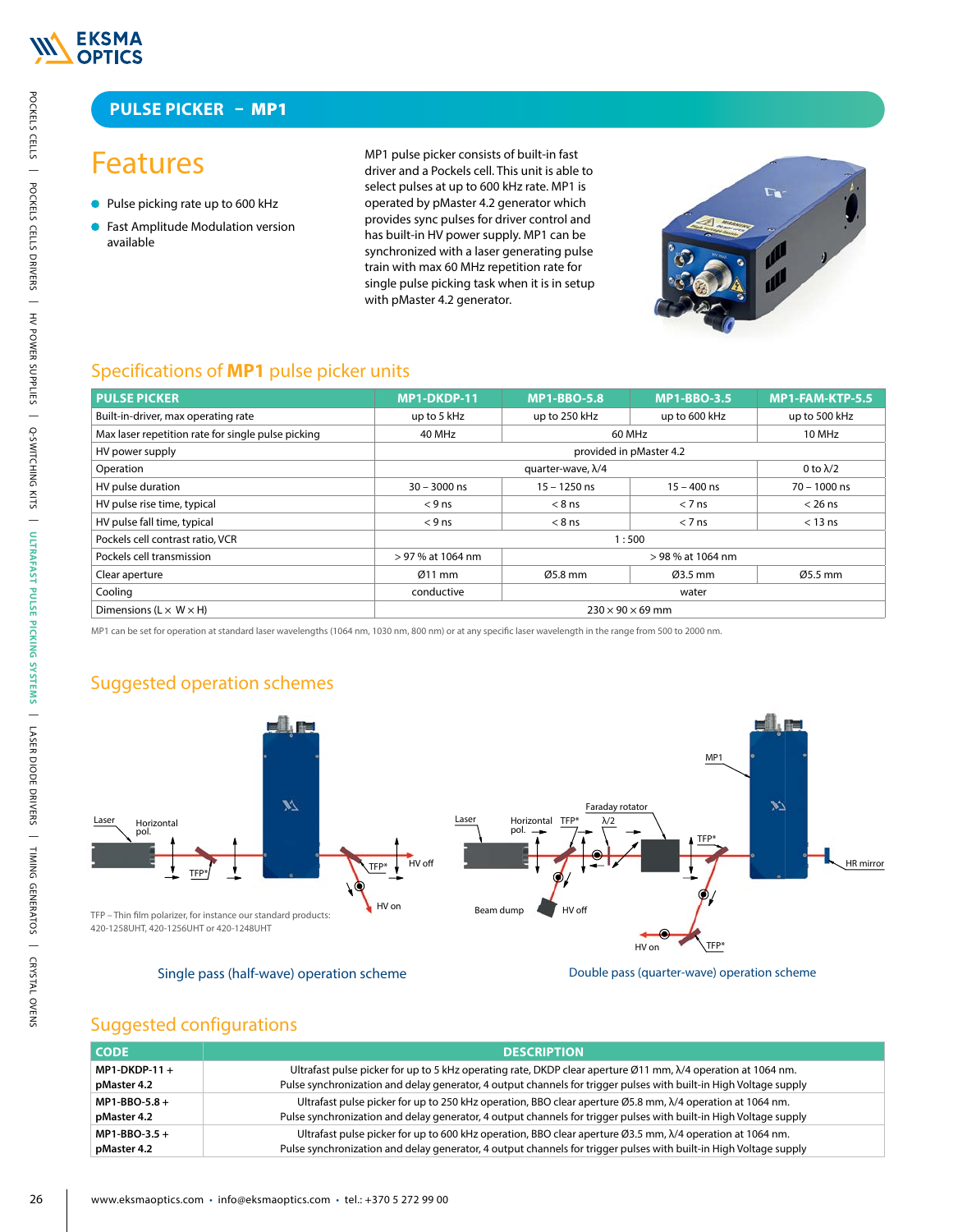# PULSE PICKER – MP1

## Features

- Pulse picking rate up to 600 kHz
- Fast Amplitude Modulation version available

MP1 pulse picker consists of built-in fast driver and a Pockels cell. This unit is able to select pulses at up to 600 kHz rate. MP1 is operated by pMaster 4.2 generator which provides sync pulses for driver control and has built-in HV power supply. MP1 can be synchronized with a laser generating pulse train with max 60 MHz repetition rate for single pulse picking task when it is in setup with pMaster 4.2 generator.

## Specifications of **MP1** pulse picker units

| PULSE PICKER | MP1-DKDP-11 | MP1-BBO-5.8 | MP1-BBO-3.5 | MP1-FAM-KTP-5.5 |
|---|---|---|---|---|
| Built-in-driver, max operating rate | up to 5 kHz | up to 250 kHz | up to 600 kHz | up to 500 kHz |
| Max laser repetition rate for single pulse picking | 40 MHz | 60 MHz | | 10 MHz |
| HV power supply | provided in pMaster 4.2 | | | |
| Operation | quarter-wave, λ/4 | | | 0 to λ/2 |
| HV pulse duration | 30 – 3000 ns | 15 – 1250 ns | 15 – 400 ns | 70 – 1000 ns |
| HV pulse rise time, typical | < 9 ns | < 8 ns | < 7 ns | < 26 ns |
| HV pulse fall time, typical | < 9 ns | < 8 ns | < 7 ns | < 13 ns |
| Pockels cell contrast ratio, VCR | 1 : 500 | | | |
| Pockels cell transmission | > 97 % at 1064 nm | > 98 % at 1064 nm | | |
| Clear aperture | Ø11 mm | Ø5.8 mm | Ø3.5 mm | Ø5.5 mm |
| Cooling | conductive | water | | |
| Dimensions (L × W × H) | 230 × 90 × 69 mm | | | |

MP1 can be set for operation at standard laser wavelengths (1064 nm, 1030 nm, 800 nm) or at any specific laser wavelength in the range from 500 to 2000 nm.

## Suggested operation schemes

TFP – Thin film polarizer, for instance our standard products: 420-1258UHT, 420-1256UHT or 420-1248UHT

Single pass (half-wave) operation scheme

Double pass (quarter-wave) operation scheme

## Suggested configurations

| CODE | DESCRIPTION |
|---|---|
| **MP1-DKDP-11 + pMaster 4.2** | Ultrafast pulse picker for up to 5 kHz operating rate, DKDP clear aperture Ø11 mm, λ/4 operation at 1064 nm. Pulse synchronization and delay generator, 4 output channels for trigger pulses with built-in High Voltage supply |
| **MP1-BBO-5.8 + pMaster 4.2** | Ultrafast pulse picker for up to 250 kHz operation, BBO clear aperture Ø5.8 mm, λ/4 operation at 1064 nm. Pulse synchronization and delay generator, 4 output channels for trigger pulses with built-in High Voltage supply |
| **MP1-BBO-3.5 + pMaster 4.2** | Ultrafast pulse picker for up to 600 kHz operation, BBO clear aperture Ø3.5 mm, λ/4 operation at 1064 nm. Pulse synchronization and delay generator, 4 output channels for trigger pulses with built-in High Voltage supply |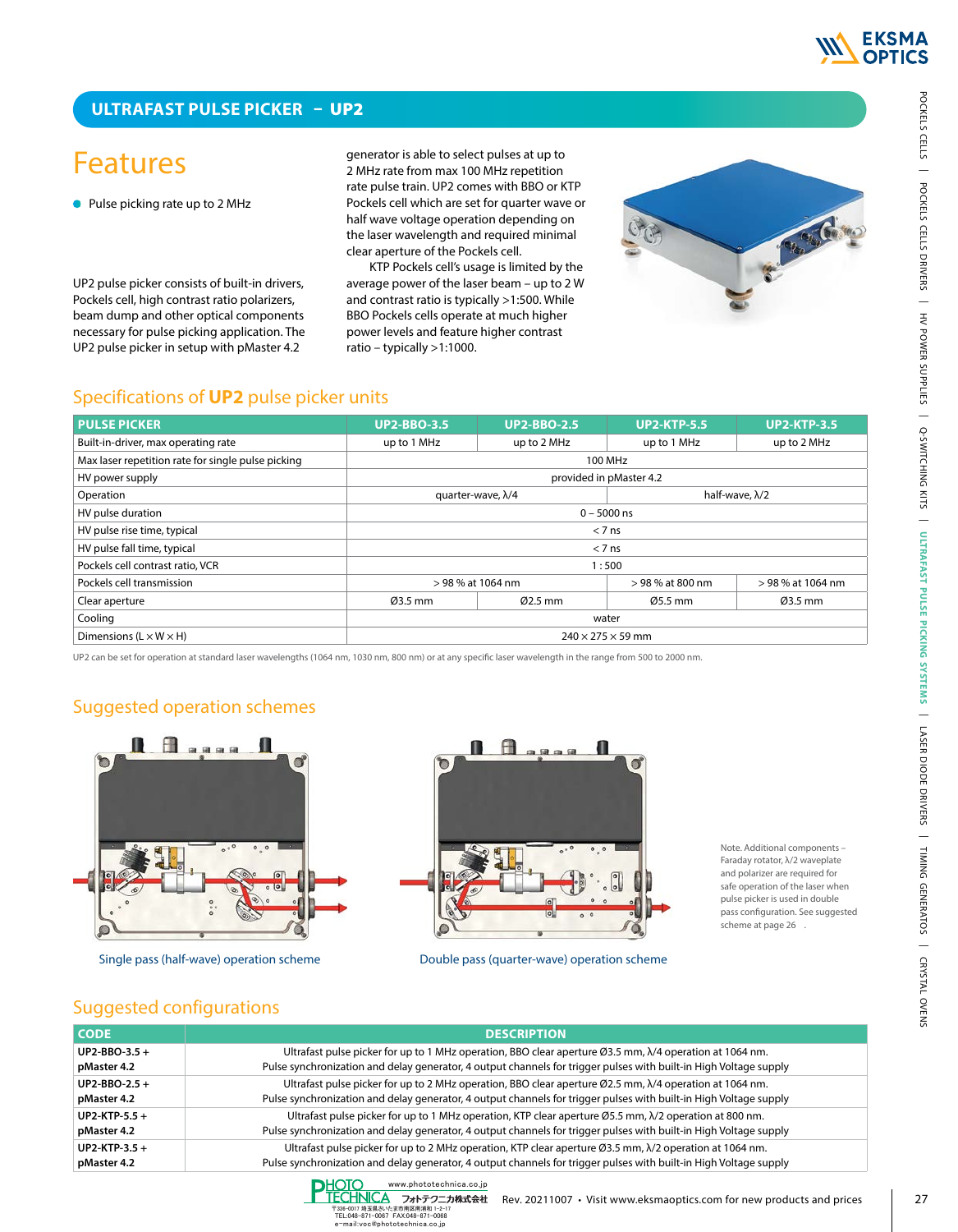## ULTRAFAST PULSE PICKER – UP2

# Features

- Pulse picking rate up to 2 MHz

UP2 pulse picker consists of built-in drivers, Pockels cell, high contrast ratio polarizers, beam dump and other optical components necessary for pulse picking application. The UP2 pulse picker in setup with pMaster 4.2 generator is able to select pulses at up to 2 MHz rate from max 100 MHz repetition rate pulse train. UP2 comes with BBO or KTP Pockels cell which are set for quarter wave or half wave voltage operation depending on the laser wavelength and required minimal clear aperture of the Pockels cell.

KTP Pockels cell's usage is limited by the average power of the laser beam – up to 2 W and contrast ratio is typically >1:500. While BBO Pockels cells operate at much higher power levels and feature higher contrast ratio – typically >1:1000.

## Specifications of **UP2** pulse picker units

| PULSE PICKER | UP2-BBO-3.5 | UP2-BBO-2.5 | UP2-KTP-5.5 | UP2-KTP-3.5 |
|---|---|---|---|---|
| Built-in-driver, max operating rate | up to 1 MHz | up to 2 MHz | up to 1 MHz | up to 2 MHz |
| Max laser repetition rate for single pulse picking | 100 MHz | | | |
| HV power supply | provided in pMaster 4.2 | | | |
| Operation | quarter-wave, λ/4 | | half-wave, λ/2 | |
| HV pulse duration | 0 – 5000 ns | | | |
| HV pulse rise time, typical | < 7 ns | | | |
| HV pulse fall time, typical | < 7 ns | | | |
| Pockels cell contrast ratio, VCR | 1 : 500 | | | |
| Pockels cell transmission | > 98 % at 1064 nm | | > 98 % at 800 nm | > 98 % at 1064 nm |
| Clear aperture | Ø3.5 mm | Ø2.5 mm | Ø5.5 mm | Ø3.5 mm |
| Cooling | water | | | |
| Dimensions (L × W × H) | 240 × 275 × 59 mm | | | |

UP2 can be set for operation at standard laser wavelengths (1064 nm, 1030 nm, 800 nm) or at any specific laser wavelength in the range from 500 to 2000 nm.

## Suggested operation schemes

Single pass (half-wave) operation scheme

Double pass (quarter-wave) operation scheme

Note. Additional components – Faraday rotator, λ/2 waveplate and polarizer are required for safe operation of the laser when pulse picker is used in double pass configuration. See suggested scheme at page 26 .

## Suggested configurations

| CODE | DESCRIPTION |
|---|---|
| **UP2-BBO-3.5 + pMaster 4.2** | Ultrafast pulse picker for up to 1 MHz operation, BBO clear aperture Ø3.5 mm, λ/4 operation at 1064 nm. Pulse synchronization and delay generator, 4 output channels for trigger pulses with built-in High Voltage supply |
| **UP2-BBO-2.5 + pMaster 4.2** | Ultrafast pulse picker for up to 2 MHz operation, BBO clear aperture Ø2.5 mm, λ/4 operation at 1064 nm. Pulse synchronization and delay generator, 4 output channels for trigger pulses with built-in High Voltage supply |
| **UP2-KTP-5.5 + pMaster 4.2** | Ultrafast pulse picker for up to 1 MHz operation, KTP clear aperture Ø5.5 mm, λ/2 operation at 800 nm. Pulse synchronization and delay generator, 4 output channels for trigger pulses with built-in High Voltage supply |
| **UP2-KTP-3.5 + pMaster 4.2** | Ultrafast pulse picker for up to 2 MHz operation, KTP clear aperture Ø3.5 mm, λ/2 operation at 1064 nm. Pulse synchronization and delay generator, 4 output channels for trigger pulses with built-in High Voltage supply |